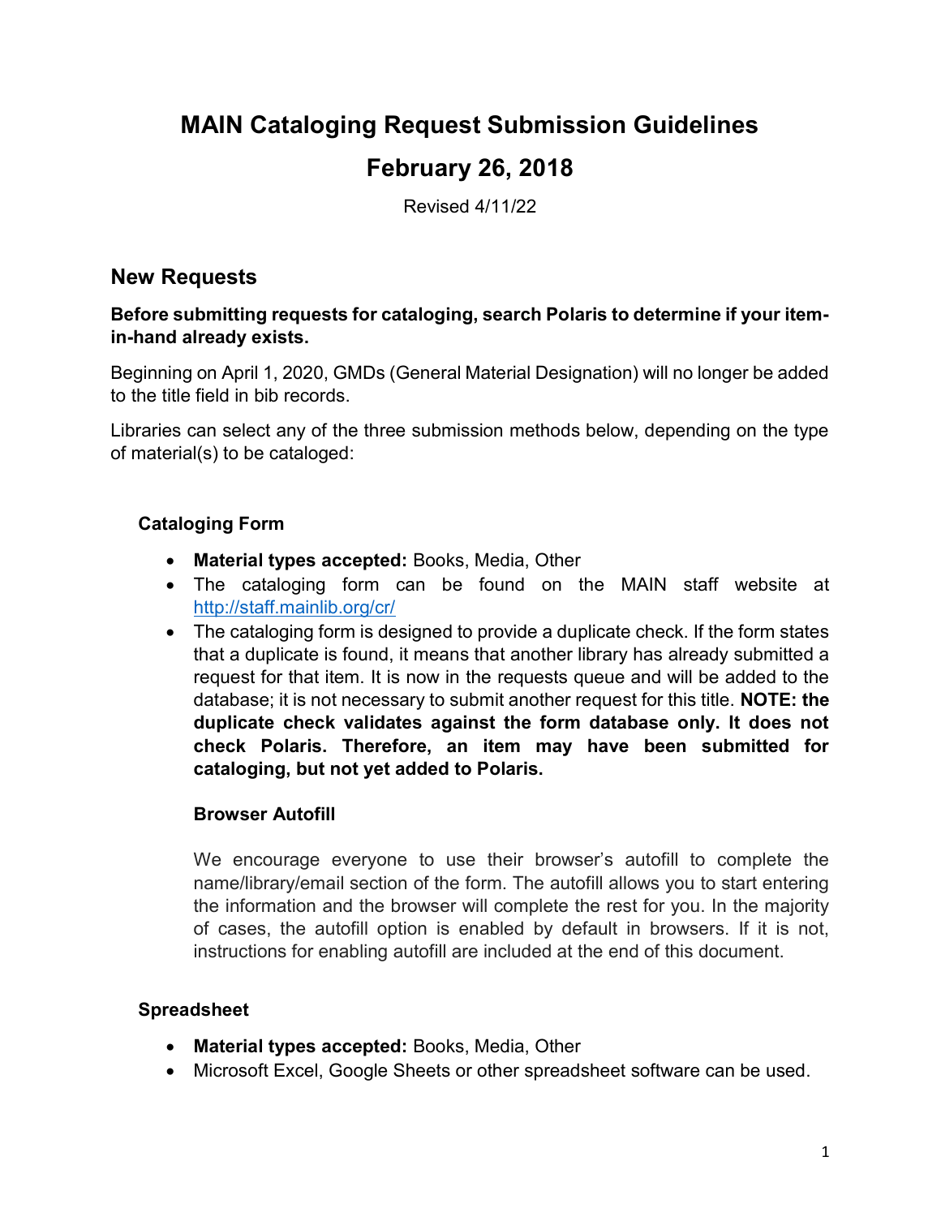# MAIN Cataloging Request Submission Guidelines

# February 26, 2018

Revised 4/11/22

## New Requests

**Before submitting requests for cataloging, search Polaris to determine if your item-in-hand already exists.**

Beginning on April 1, 2020, GMDs (General Material Designation) will no longer be added to the title field in bib records.

Libraries can select any of the three submission methods below, depending on the type of material(s) to be cataloged:

### Cataloging Form

- **Material types accepted:** Books, Media, Other
- The cataloging form can be found on the MAIN staff website at http://staff.mainlib.org/cr/
- The cataloging form is designed to provide a duplicate check. If the form states that a duplicate is found, it means that another library has already submitted a request for that item. It is now in the requests queue and will be added to the database; it is not necessary to submit another request for this title. **NOTE: the duplicate check validates against the form database only. It does not check Polaris. Therefore, an item may have been submitted for cataloging, but not yet added to Polaris.**

  **Browser Autofill**

  We encourage everyone to use their browser's autofill to complete the name/library/email section of the form. The autofill allows you to start entering the information and the browser will complete the rest for you. In the majority of cases, the autofill option is enabled by default in browsers. If it is not, instructions for enabling autofill are included at the end of this document.

### Spreadsheet

- **Material types accepted:** Books, Media, Other
- Microsoft Excel, Google Sheets or other spreadsheet software can be used.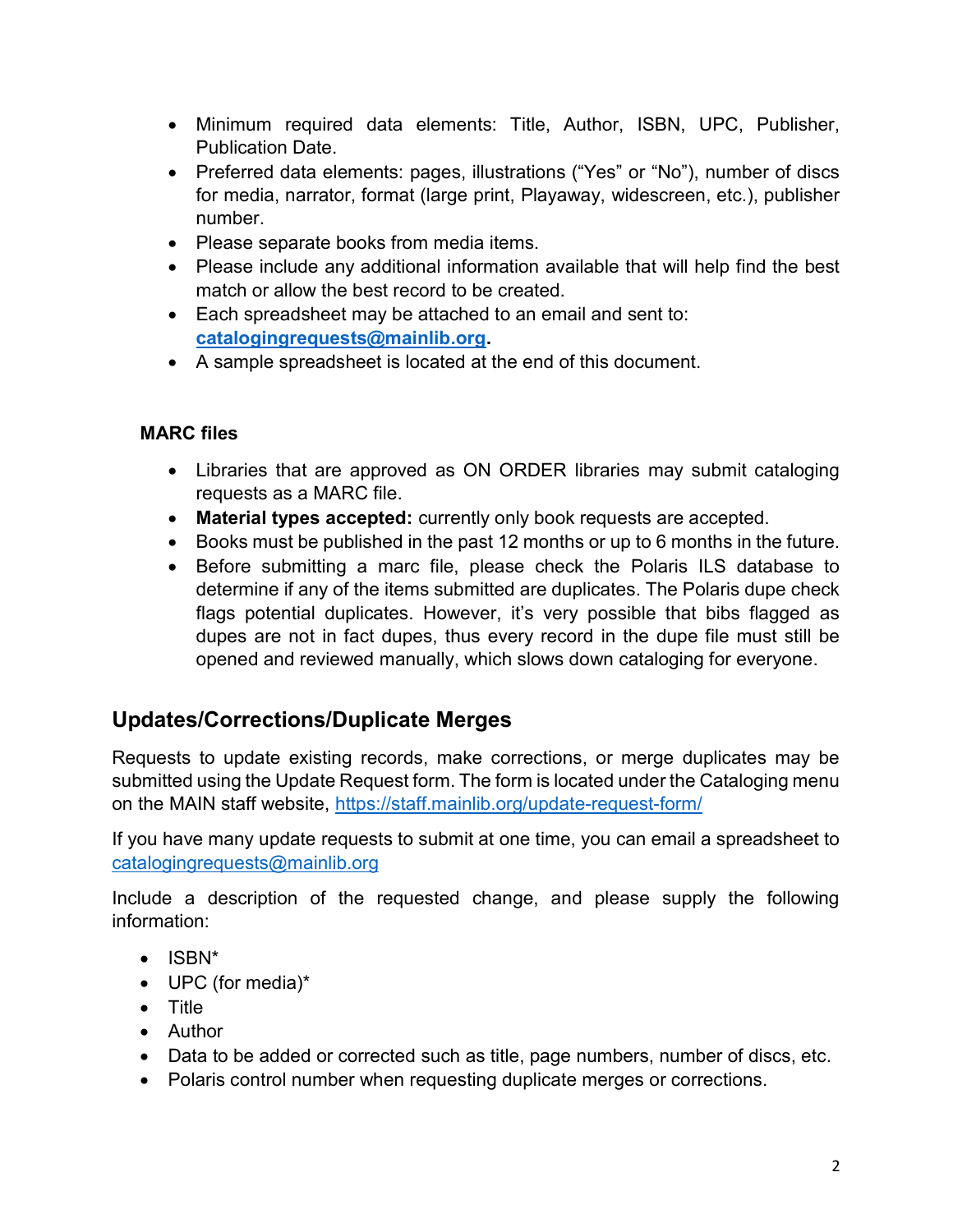- Minimum required data elements: Title, Author, ISBN, UPC, Publisher, Publication Date.
- Preferred data elements: pages, illustrations ("Yes" or "No"), number of discs for media, narrator, format (large print, Playaway, widescreen, etc.), publisher number.
- Please separate books from media items.
- Please include any additional information available that will help find the best match or allow the best record to be created.
- Each spreadsheet may be attached to an email and sent to: **catalogingrequests@mainlib.org**.
- A sample spreadsheet is located at the end of this document.

**MARC files**

- Libraries that are approved as ON ORDER libraries may submit cataloging requests as a MARC file.
- **Material types accepted:** currently only book requests are accepted.
- Books must be published in the past 12 months or up to 6 months in the future.
- Before submitting a marc file, please check the Polaris ILS database to determine if any of the items submitted are duplicates. The Polaris dupe check flags potential duplicates. However, it's very possible that bibs flagged as dupes are not in fact dupes, thus every record in the dupe file must still be opened and reviewed manually, which slows down cataloging for everyone.

## Updates/Corrections/Duplicate Merges

Requests to update existing records, make corrections, or merge duplicates may be submitted using the Update Request form. The form is located under the Cataloging menu on the MAIN staff website, https://staff.mainlib.org/update-request-form/

If you have many update requests to submit at one time, you can email a spreadsheet to catalogingrequests@mainlib.org

Include a description of the requested change, and please supply the following information:

- ISBN*
- UPC (for media)*
- Title
- Author
- Data to be added or corrected such as title, page numbers, number of discs, etc.
- Polaris control number when requesting duplicate merges or corrections.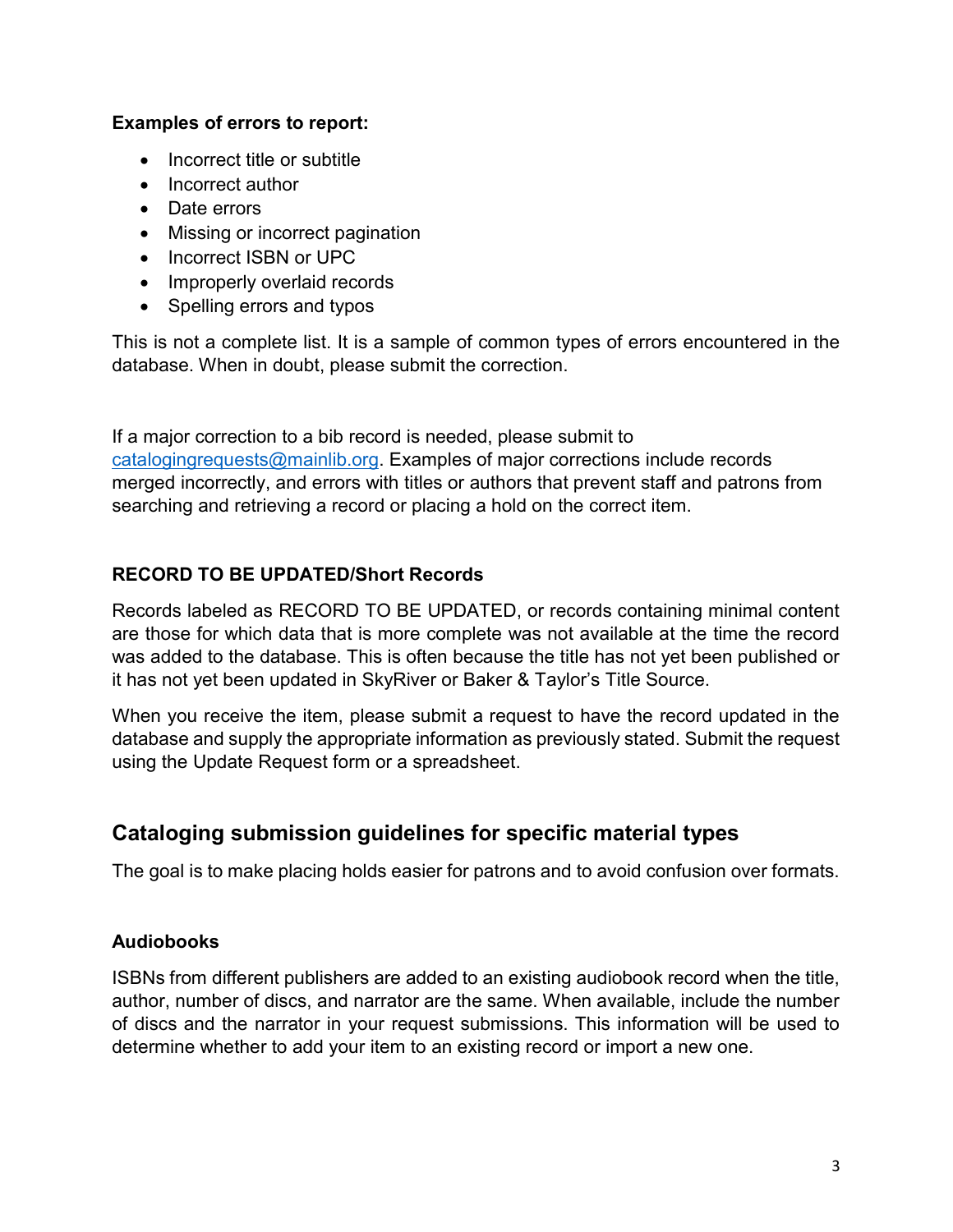**Examples of errors to report:**

- Incorrect title or subtitle
- Incorrect author
- Date errors
- Missing or incorrect pagination
- Incorrect ISBN or UPC
- Improperly overlaid records
- Spelling errors and typos

This is not a complete list. It is a sample of common types of errors encountered in the database. When in doubt, please submit the correction.

If a major correction to a bib record is needed, please submit to catalogingrequests@mainlib.org. Examples of major corrections include records merged incorrectly, and errors with titles or authors that prevent staff and patrons from searching and retrieving a record or placing a hold on the correct item.

### RECORD TO BE UPDATED/Short Records

Records labeled as RECORD TO BE UPDATED, or records containing minimal content are those for which data that is more complete was not available at the time the record was added to the database. This is often because the title has not yet been published or it has not yet been updated in SkyRiver or Baker & Taylor's Title Source.

When you receive the item, please submit a request to have the record updated in the database and supply the appropriate information as previously stated. Submit the request using the Update Request form or a spreadsheet.

## Cataloging submission guidelines for specific material types

The goal is to make placing holds easier for patrons and to avoid confusion over formats.

### Audiobooks

ISBNs from different publishers are added to an existing audiobook record when the title, author, number of discs, and narrator are the same. When available, include the number of discs and the narrator in your request submissions. This information will be used to determine whether to add your item to an existing record or import a new one.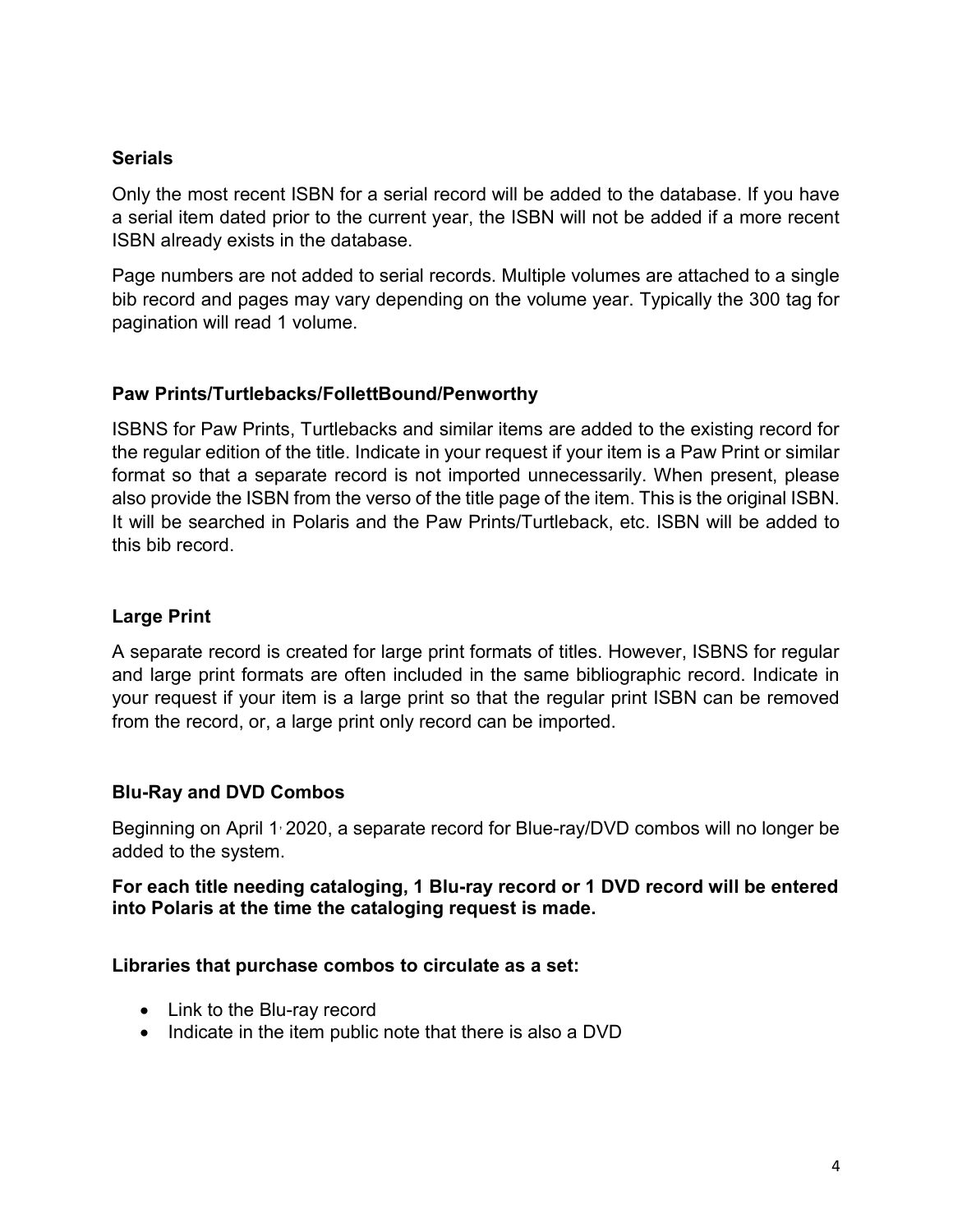### Serials

Only the most recent ISBN for a serial record will be added to the database. If you have a serial item dated prior to the current year, the ISBN will not be added if a more recent ISBN already exists in the database.

Page numbers are not added to serial records. Multiple volumes are attached to a single bib record and pages may vary depending on the volume year. Typically the 300 tag for pagination will read 1 volume.

### Paw Prints/Turtlebacks/FollettBound/Penworthy

ISBNS for Paw Prints, Turtlebacks and similar items are added to the existing record for the regular edition of the title. Indicate in your request if your item is a Paw Print or similar format so that a separate record is not imported unnecessarily. When present, please also provide the ISBN from the verso of the title page of the item. This is the original ISBN. It will be searched in Polaris and the Paw Prints/Turtleback, etc. ISBN will be added to this bib record.

### Large Print

A separate record is created for large print formats of titles. However, ISBNS for regular and large print formats are often included in the same bibliographic record. Indicate in your request if your item is a large print so that the regular print ISBN can be removed from the record, or, a large print only record can be imported.

### Blu-Ray and DVD Combos

Beginning on April 1, 2020, a separate record for Blue-ray/DVD combos will no longer be added to the system.

**For each title needing cataloging, 1 Blu-ray record or 1 DVD record will be entered into Polaris at the time the cataloging request is made.**

**Libraries that purchase combos to circulate as a set:**

- Link to the Blu-ray record
- Indicate in the item public note that there is also a DVD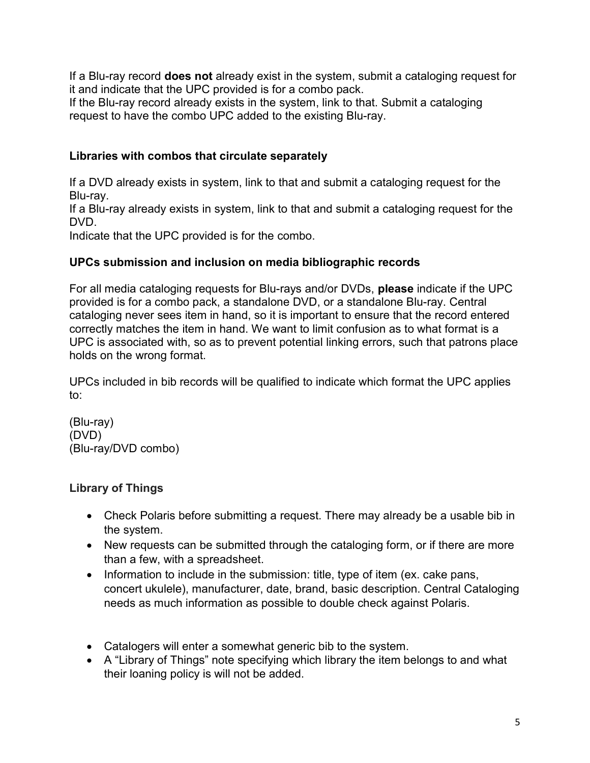If a Blu-ray record **does not** already exist in the system, submit a cataloging request for it and indicate that the UPC provided is for a combo pack.
If the Blu-ray record already exists in the system, link to that. Submit a cataloging request to have the combo UPC added to the existing Blu-ray.

### Libraries with combos that circulate separately

If a DVD already exists in system, link to that and submit a cataloging request for the Blu-ray.
If a Blu-ray already exists in system, link to that and submit a cataloging request for the DVD.
Indicate that the UPC provided is for the combo.

### UPCs submission and inclusion on media bibliographic records

For all media cataloging requests for Blu-rays and/or DVDs, **please** indicate if the UPC provided is for a combo pack, a standalone DVD, or a standalone Blu-ray. Central cataloging never sees item in hand, so it is important to ensure that the record entered correctly matches the item in hand. We want to limit confusion as to what format is a UPC is associated with, so as to prevent potential linking errors, such that patrons place holds on the wrong format.

UPCs included in bib records will be qualified to indicate which format the UPC applies to:

(Blu-ray)
(DVD)
(Blu-ray/DVD combo)

### Library of Things

- Check Polaris before submitting a request. There may already be a usable bib in the system.
- New requests can be submitted through the cataloging form, or if there are more than a few, with a spreadsheet.
- Information to include in the submission: title, type of item (ex. cake pans, concert ukulele), manufacturer, date, brand, basic description. Central Cataloging needs as much information as possible to double check against Polaris.

- Catalogers will enter a somewhat generic bib to the system.
- A "Library of Things" note specifying which library the item belongs to and what their loaning policy is will not be added.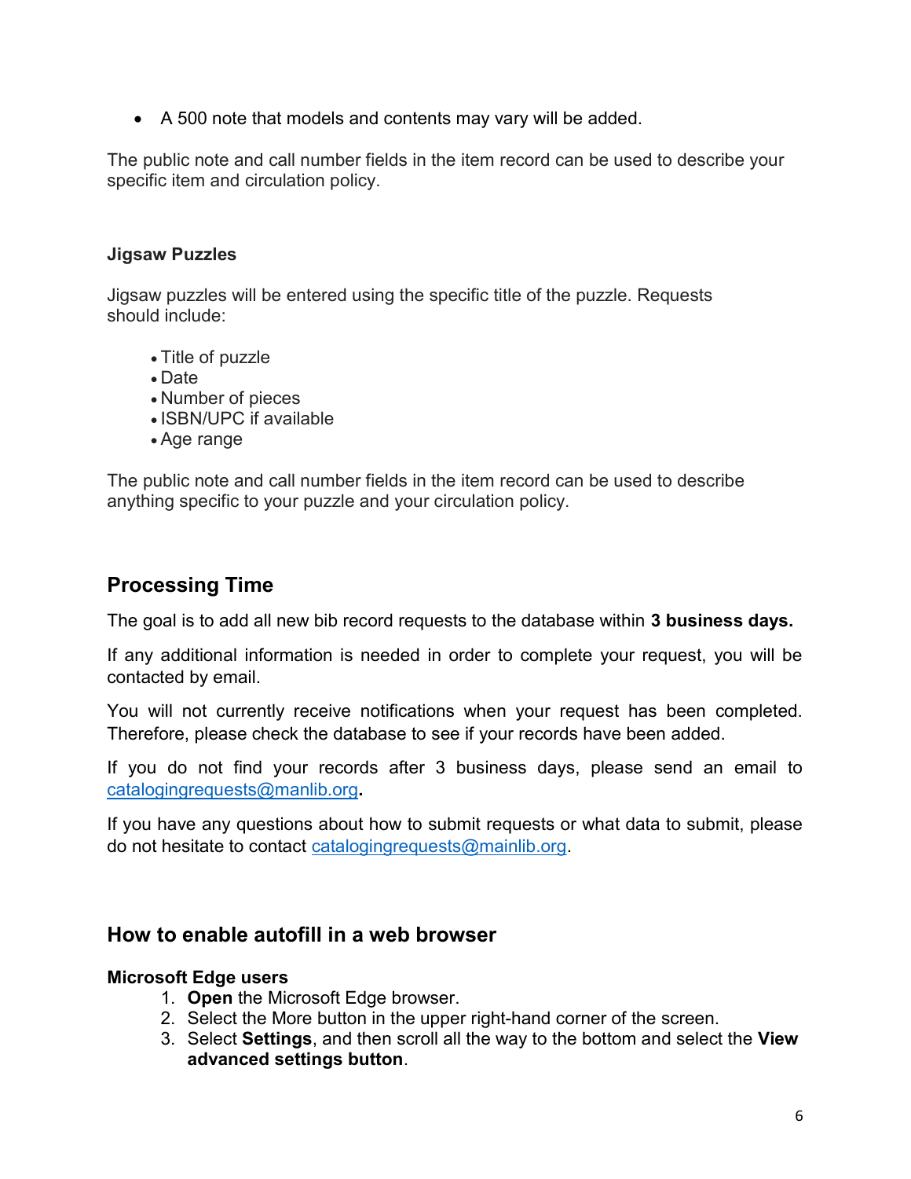- A 500 note that models and contents may vary will be added.

The public note and call number fields in the item record can be used to describe your specific item and circulation policy.

**Jigsaw Puzzles**

Jigsaw puzzles will be entered using the specific title of the puzzle. Requests should include:

- Title of puzzle
- Date
- Number of pieces
- ISBN/UPC if available
- Age range

The public note and call number fields in the item record can be used to describe anything specific to your puzzle and your circulation policy.

## Processing Time

The goal is to add all new bib record requests to the database within **3 business days.**

If any additional information is needed in order to complete your request, you will be contacted by email.

You will not currently receive notifications when your request has been completed. Therefore, please check the database to see if your records have been added.

If you do not find your records after 3 business days, please send an email to catalogingrequests@manlib.org**.**

If you have any questions about how to submit requests or what data to submit, please do not hesitate to contact catalogingrequests@mainlib.org.

## How to enable autofill in a web browser

**Microsoft Edge users**

1. **Open** the Microsoft Edge browser.
2. Select the More button in the upper right-hand corner of the screen.
3. Select **Settings**, and then scroll all the way to the bottom and select the **View advanced settings button**.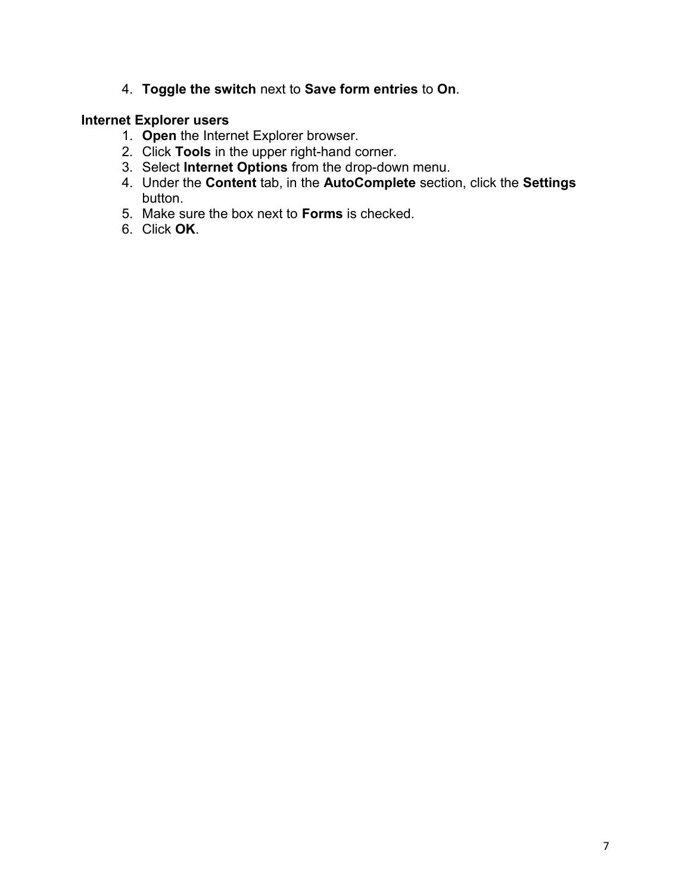4. **Toggle the switch** next to **Save form entries** to **On**.

**Internet Explorer users**

1. **Open** the Internet Explorer browser.
2. Click **Tools** in the upper right-hand corner.
3. Select **Internet Options** from the drop-down menu.
4. Under the **Content** tab, in the **AutoComplete** section, click the **Settings** button.
5. Make sure the box next to **Forms** is checked.
6. Click **OK**.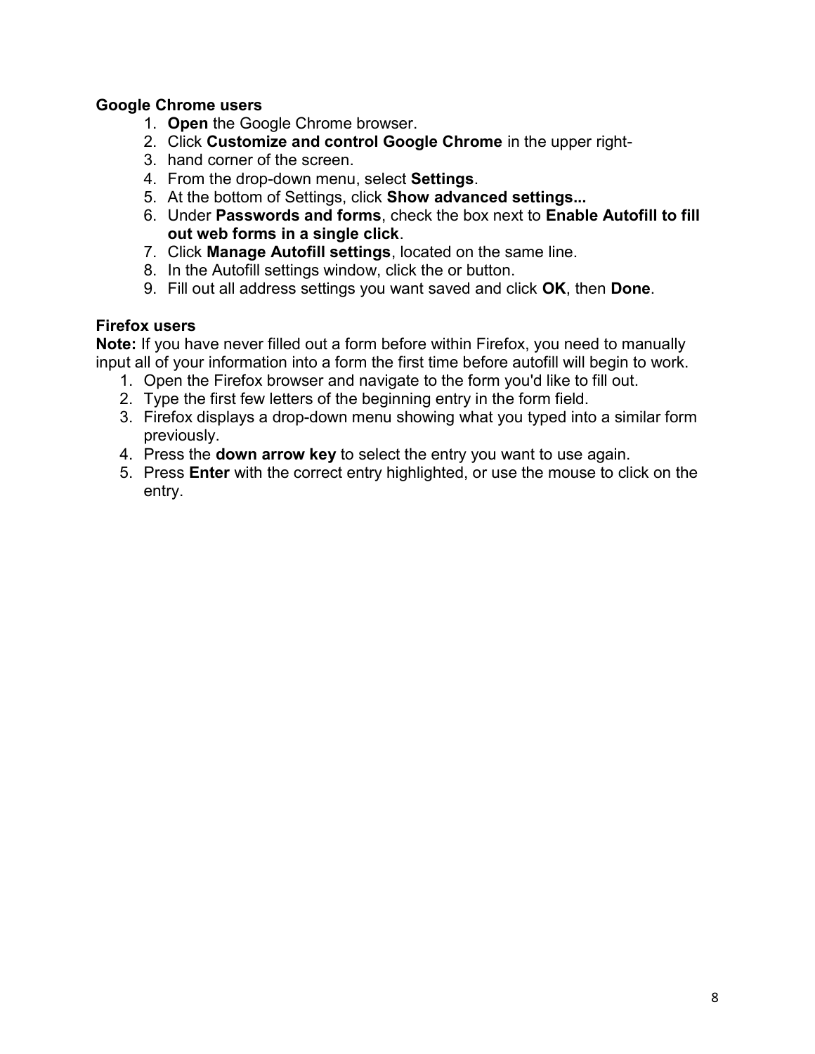**Google Chrome users**

1. **Open** the Google Chrome browser.
2. Click **Customize and control Google Chrome** in the upper right-
3. hand corner of the screen.
4. From the drop-down menu, select **Settings**.
5. At the bottom of Settings, click **Show advanced settings...**
6. Under **Passwords and forms**, check the box next to **Enable Autofill to fill out web forms in a single click**.
7. Click **Manage Autofill settings**, located on the same line.
8. In the Autofill settings window, click the or button.
9. Fill out all address settings you want saved and click **OK**, then **Done**.

**Firefox users**

**Note:** If you have never filled out a form before within Firefox, you need to manually input all of your information into a form the first time before autofill will begin to work.

1. Open the Firefox browser and navigate to the form you'd like to fill out.
2. Type the first few letters of the beginning entry in the form field.
3. Firefox displays a drop-down menu showing what you typed into a similar form previously.
4. Press the **down arrow key** to select the entry you want to use again.
5. Press **Enter** with the correct entry highlighted, or use the mouse to click on the entry.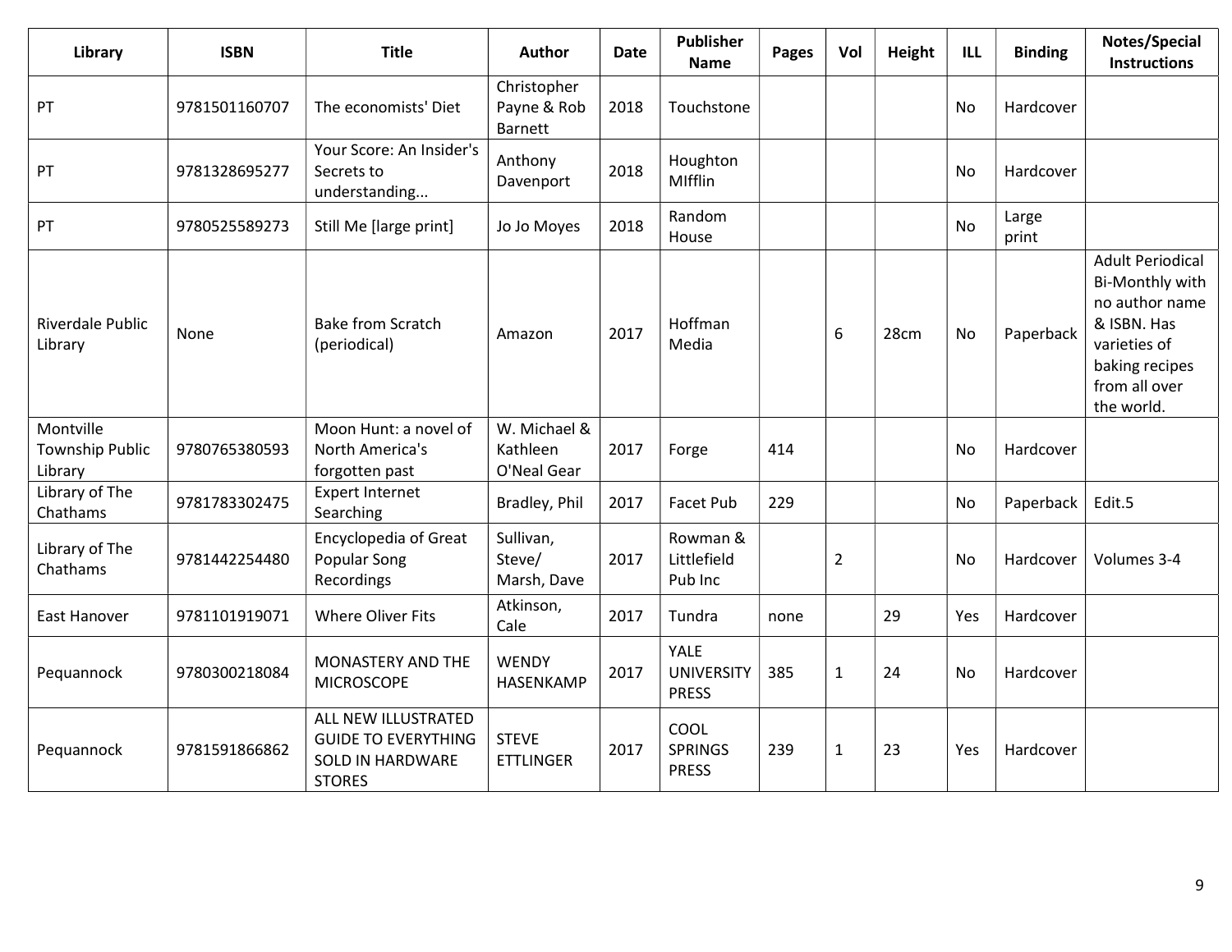| Library | ISBN | Title | Author | Date | Publisher Name | Pages | Vol | Height | ILL | Binding | Notes/Special Instructions |
|---|---|---|---|---|---|---|---|---|---|---|---|
| PT | 9781501160707 | The economists' Diet | Christopher Payne & Rob Barnett | 2018 | Touchstone | | | | No | Hardcover | |
| PT | 9781328695277 | Your Score: An Insider's Secrets to understanding... | Anthony Davenport | 2018 | Houghton MIfflin | | | | No | Hardcover | |
| PT | 9780525589273 | Still Me [large print] | Jo Jo Moyes | 2018 | Random House | | | | No | Large print | |
| Riverdale Public Library | None | Bake from Scratch (periodical) | Amazon | 2017 | Hoffman Media | | 6 | 28cm | No | Paperback | Adult Periodical Bi-Monthly with no author name & ISBN. Has varieties of baking recipes from all over the world. |
| Montville Township Public Library | 9780765380593 | Moon Hunt: a novel of North America's forgotten past | W. Michael & Kathleen O'Neal Gear | 2017 | Forge | 414 | | | No | Hardcover | |
| Library of The Chathams | 9781783302475 | Expert Internet Searching | Bradley, Phil | 2017 | Facet Pub | 229 | | | No | Paperback | Edit.5 |
| Library of The Chathams | 9781442254480 | Encyclopedia of Great Popular Song Recordings | Sullivan, Steve/ Marsh, Dave | 2017 | Rowman & Littlefield Pub Inc | | 2 | | No | Hardcover | Volumes 3-4 |
| East Hanover | 9781101919071 | Where Oliver Fits | Atkinson, Cale | 2017 | Tundra | none | | 29 | Yes | Hardcover | |
| Pequannock | 9780300218084 | MONASTERY AND THE MICROSCOPE | WENDY HASENKAMP | 2017 | YALE UNIVERSITY PRESS | 385 | 1 | 24 | No | Hardcover | |
| Pequannock | 9781591866862 | ALL NEW ILLUSTRATED GUIDE TO EVERYTHING SOLD IN HARDWARE STORES | STEVE ETTLINGER | 2017 | COOL SPRINGS PRESS | 239 | 1 | 23 | Yes | Hardcover | |